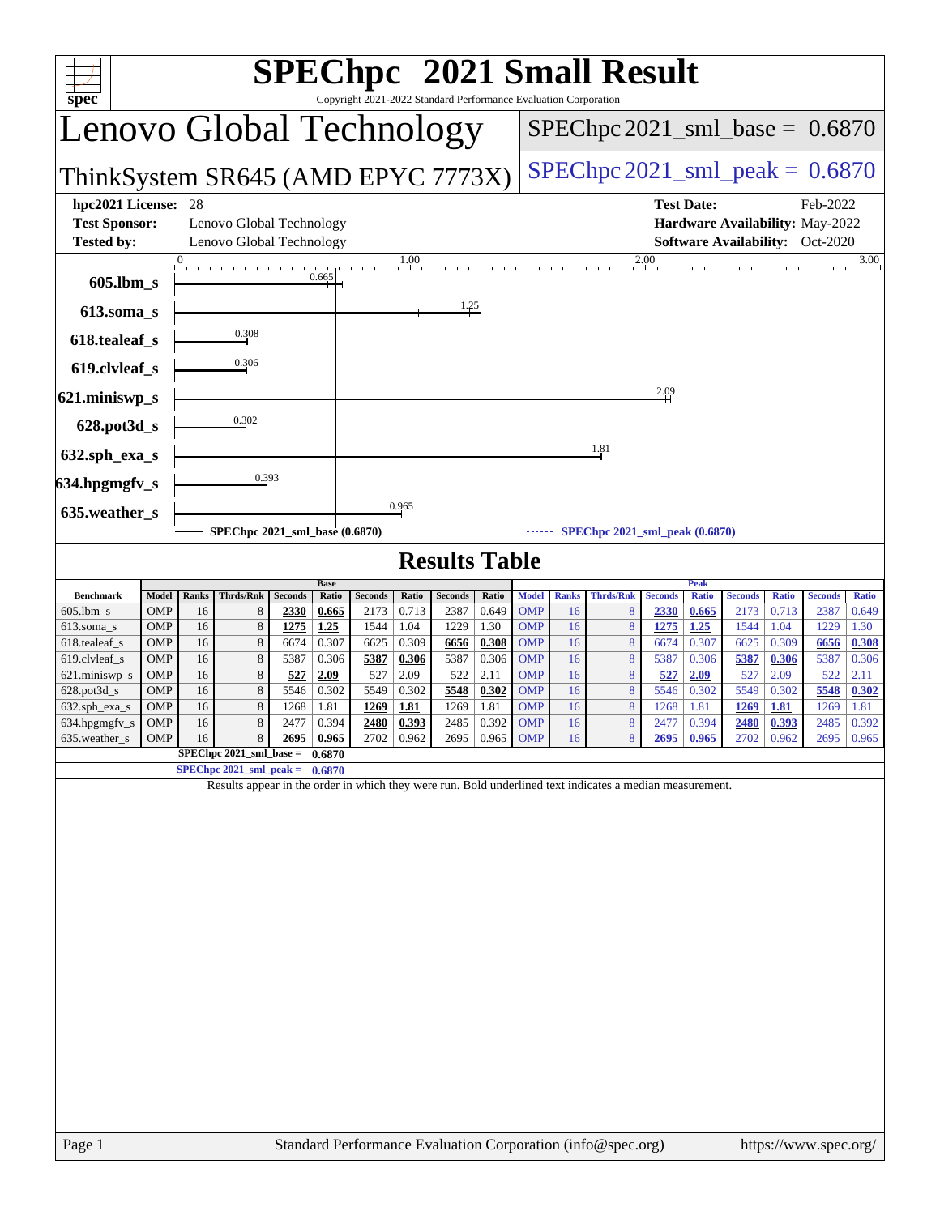# SPEChpc™ 2021 Small Result

Copyright 2021-2022 Standard Performance Evaluation Corporation

## Lenovo Global Technology

## ThinkSystem SR645 (AMD EPYC 7773X)

**SPEChpc2021_sml_base = 0.6870**

**SPEChpc2021_sml_peak = 0.6870**

| | | | |
|---|---|---|---|
| **hpc2021 License:** | 28 | **Test Date:** | Feb-2022 |
| **Test Sponsor:** | Lenovo Global Technology | **Hardware Availability:** | May-2022 |
| **Tested by:** | Lenovo Global Technology | **Software Availability:** | Oct-2020 |

| Benchmark | Ratio (chart) |
|---|---|
| 605.lbm_s | 0.665 |
| 613.soma_s | 1.25 |
| 618.tealeaf_s | 0.308 |
| 619.clvleaf_s | 0.306 |
| 621.miniswp_s | 2.09 |
| 628.pot3d_s | 0.302 |
| 632.sph_exa_s | 1.81 |
| 634.hpgmgfv_s | 0.393 |
| 635.weather_s | 0.965 |

SPEChpc 2021_sml_base (0.6870) — SPEChpc 2021_sml_peak (0.6870)

## Results Table

| | Base | | | | | | | | | | Peak | | | | | | | | | |
|---|---|---|---|---|---|---|---|---|---|---|---|---|---|---|---|---|---|---|---|---|
| **Benchmark** | **Model** | **Ranks** | **Thrds/Rnk** | **Seconds** | **Ratio** | **Seconds** | **Ratio** | **Seconds** | **Ratio** | | **Model** | **Ranks** | **Thrds/Rnk** | **Seconds** | **Ratio** | **Seconds** | **Ratio** | **Seconds** | **Ratio** |
| 605.lbm_s | OMP | 16 | 8 | **2330** | **0.665** | 2173 | 0.713 | 2387 | 0.649 | | OMP | 16 | 8 | **2330** | **0.665** | 2173 | 0.713 | 2387 | 0.649 |
| 613.soma_s | OMP | 16 | 8 | **1275** | **1.25** | 1544 | 1.04 | 1229 | 1.30 | | OMP | 16 | 8 | **1275** | **1.25** | 1544 | 1.04 | 1229 | 1.30 |
| 618.tealeaf_s | OMP | 16 | 8 | 6674 | 0.307 | 6625 | 0.309 | **6656** | **0.308** | | OMP | 16 | 8 | 6674 | 0.307 | 6625 | 0.309 | **6656** | **0.308** |
| 619.clvleaf_s | OMP | 16 | 8 | 5387 | 0.306 | **5387** | **0.306** | 5387 | 0.306 | | OMP | 16 | 8 | 5387 | 0.306 | **5387** | **0.306** | 5387 | 0.306 |
| 621.miniswp_s | OMP | 16 | 8 | **527** | **2.09** | 527 | 2.09 | 522 | 2.11 | | OMP | 16 | 8 | **527** | **2.09** | 527 | 2.09 | 522 | 2.11 |
| 628.pot3d_s | OMP | 16 | 8 | 5546 | 0.302 | 5549 | 0.302 | **5548** | **0.302** | | OMP | 16 | 8 | 5546 | 0.302 | 5549 | 0.302 | **5548** | **0.302** |
| 632.sph_exa_s | OMP | 16 | 8 | 1268 | 1.81 | **1269** | **1.81** | 1269 | 1.81 | | OMP | 16 | 8 | 1268 | 1.81 | **1269** | **1.81** | 1269 | 1.81 |
| 634.hpgmgfv_s | OMP | 16 | 8 | 2477 | 0.394 | **2480** | **0.393** | 2485 | 0.392 | | OMP | 16 | 8 | 2477 | 0.394 | **2480** | **0.393** | 2485 | 0.392 |
| 635.weather_s | OMP | 16 | 8 | **2695** | **0.965** | 2702 | 0.962 | 2695 | 0.965 | | OMP | 16 | 8 | **2695** | **0.965** | 2702 | 0.962 | 2695 | 0.965 |

**SPEChpc 2021_sml_base = 0.6870**

**SPEChpc 2021_sml_peak = 0.6870**

Results appear in the order in which they were run. Bold underlined text indicates a median measurement.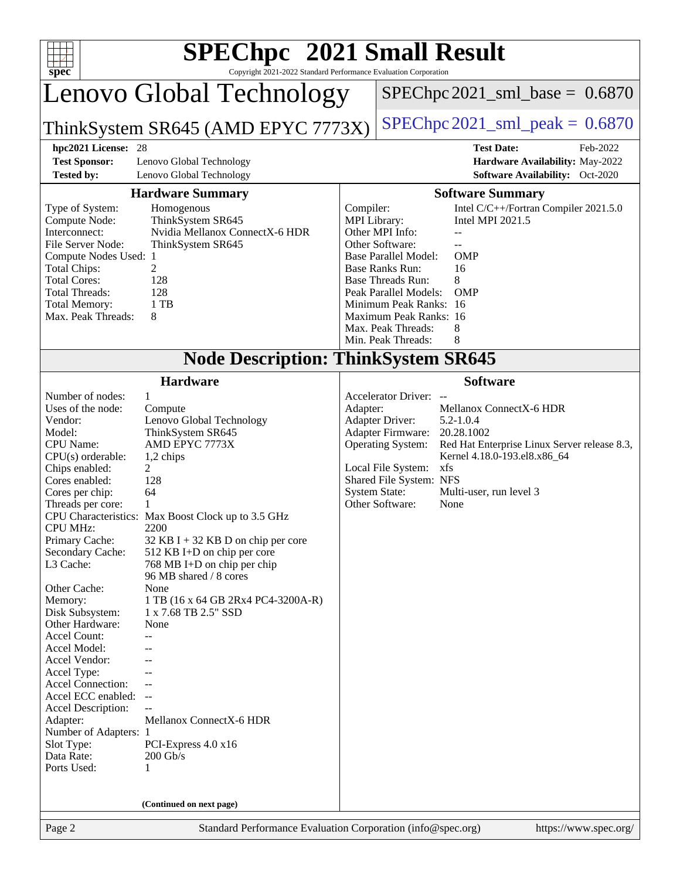# SPEChpc™ 2021 Small Result

Copyright 2021-2022 Standard Performance Evaluation Corporation

## Lenovo Global Technology

## ThinkSystem SR645 (AMD EPYC 7773X)

SPEChpc2021_sml_base = 0.6870

SPEChpc2021_sml_peak = 0.6870

| | | | |
|---|---|---|---|
| **hpc2021 License:** | 28 | **Test Date:** | Feb-2022 |
| **Test Sponsor:** | Lenovo Global Technology | **Hardware Availability:** | May-2022 |
| **Tested by:** | Lenovo Global Technology | **Software Availability:** | Oct-2020 |

### Hardware Summary

| | |
|---|---|
| Type of System: | Homogenous |
| Compute Node: | ThinkSystem SR645 |
| Interconnect: | Nvidia Mellanox ConnectX-6 HDR |
| File Server Node: | ThinkSystem SR645 |
| Compute Nodes Used: | 1 |
| Total Chips: | 2 |
| Total Cores: | 128 |
| Total Threads: | 128 |
| Total Memory: | 1 TB |
| Max. Peak Threads: | 8 |

### Software Summary

| | |
|---|---|
| Compiler: | Intel C/C++/Fortran Compiler 2021.5.0 |
| MPI Library: | Intel MPI 2021.5 |
| Other MPI Info: | -- |
| Other Software: | -- |
| Base Parallel Model: | OMP |
| Base Ranks Run: | 16 |
| Base Threads Run: | 8 |
| Peak Parallel Models: | OMP |
| Minimum Peak Ranks: | 16 |
| Maximum Peak Ranks: | 16 |
| Max. Peak Threads: | 8 |
| Min. Peak Threads: | 8 |

## Node Description: ThinkSystem SR645

### Hardware

| | |
|---|---|
| Number of nodes: | 1 |
| Uses of the node: | Compute |
| Vendor: | Lenovo Global Technology |
| Model: | ThinkSystem SR645 |
| CPU Name: | AMD EPYC 7773X |
| CPU(s) orderable: | 1,2 chips |
| Chips enabled: | 2 |
| Cores enabled: | 128 |
| Cores per chip: | 64 |
| Threads per core: | 1 |
| CPU Characteristics: | Max Boost Clock up to 3.5 GHz |
| CPU MHz: | 2200 |
| Primary Cache: | 32 KB I + 32 KB D on chip per core |
| Secondary Cache: | 512 KB I+D on chip per core |
| L3 Cache: | 768 MB I+D on chip per chip<br>96 MB shared / 8 cores |
| Other Cache: | None |
| Memory: | 1 TB (16 x 64 GB 2Rx4 PC4-3200A-R) |
| Disk Subsystem: | 1 x 7.68 TB 2.5" SSD |
| Other Hardware: | None |
| Accel Count: | -- |
| Accel Model: | -- |
| Accel Vendor: | -- |
| Accel Type: | -- |
| Accel Connection: | -- |
| Accel ECC enabled: | -- |
| Accel Description: | -- |
| Adapter: | Mellanox ConnectX-6 HDR |
| Number of Adapters: | 1 |
| Slot Type: | PCI-Express 4.0 x16 |
| Data Rate: | 200 Gb/s |
| Ports Used: | 1 |

(Continued on next page)

### Software

| | |
|---|---|
| Accelerator Driver: | -- |
| Adapter: | Mellanox ConnectX-6 HDR |
| Adapter Driver: | 5.2-1.0.4 |
| Adapter Firmware: | 20.28.1002 |
| Operating System: | Red Hat Enterprise Linux Server release 8.3,<br>Kernel 4.18.0-193.el8.x86_64 |
| Local File System: | xfs |
| Shared File System: | NFS |
| System State: | Multi-user, run level 3 |
| Other Software: | None |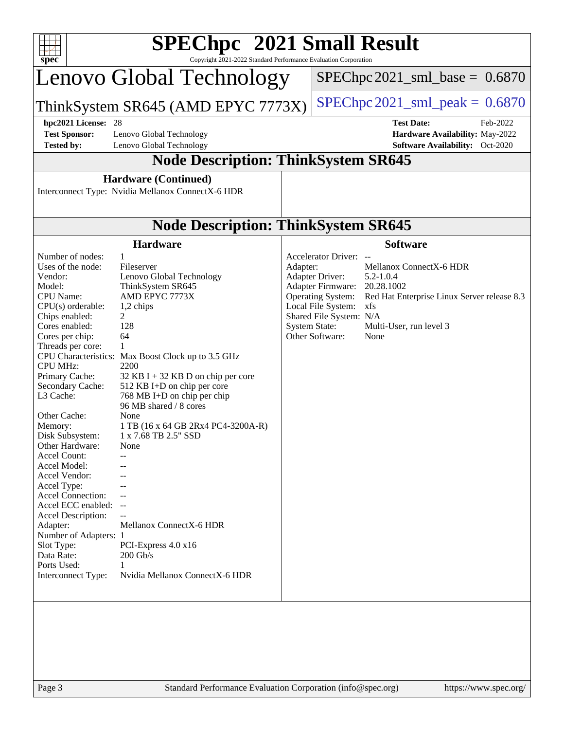# SPEChpc™ 2021 Small Result

Copyright 2021-2022 Standard Performance Evaluation Corporation

## Lenovo Global Technology

**ThinkSystem SR645 (AMD EPYC 7773X)**

SPEChpc2021_sml_base = 0.6870

SPEChpc2021_sml_peak = 0.6870

| | | | |
|---|---|---|---|
| **hpc2021 License:** | 28 | **Test Date:** | Feb-2022 |
| **Test Sponsor:** | Lenovo Global Technology | **Hardware Availability:** | May-2022 |
| **Tested by:** | Lenovo Global Technology | **Software Availability:** | Oct-2020 |

## Node Description: ThinkSystem SR645

### Hardware (Continued)

Interconnect Type: Nvidia Mellanox ConnectX-6 HDR

## Node Description: ThinkSystem SR645

### Hardware

| | |
|---|---|
| Number of nodes: | 1 |
| Uses of the node: | Fileserver |
| Vendor: | Lenovo Global Technology |
| Model: | ThinkSystem SR645 |
| CPU Name: | AMD EPYC 7773X |
| CPU(s) orderable: | 1,2 chips |
| Chips enabled: | 2 |
| Cores enabled: | 128 |
| Cores per chip: | 64 |
| Threads per core: | 1 |
| CPU Characteristics: | Max Boost Clock up to 3.5 GHz |
| CPU MHz: | 2200 |
| Primary Cache: | 32 KB I + 32 KB D on chip per core |
| Secondary Cache: | 512 KB I+D on chip per core |
| L3 Cache: | 768 MB I+D on chip per chip<br>96 MB shared / 8 cores |
| Other Cache: | None |
| Memory: | 1 TB (16 x 64 GB 2Rx4 PC4-3200A-R) |
| Disk Subsystem: | 1 x 7.68 TB 2.5" SSD |
| Other Hardware: | None |
| Accel Count: | -- |
| Accel Model: | -- |
| Accel Vendor: | -- |
| Accel Type: | -- |
| Accel Connection: | -- |
| Accel ECC enabled: | -- |
| Accel Description: | -- |
| Adapter: | Mellanox ConnectX-6 HDR |
| Number of Adapters: | 1 |
| Slot Type: | PCI-Express 4.0 x16 |
| Data Rate: | 200 Gb/s |
| Ports Used: | 1 |
| Interconnect Type: | Nvidia Mellanox ConnectX-6 HDR |

### Software

| | |
|---|---|
| Accelerator Driver: | -- |
| Adapter: | Mellanox ConnectX-6 HDR |
| Adapter Driver: | 5.2-1.0.4 |
| Adapter Firmware: | 20.28.1002 |
| Operating System: | Red Hat Enterprise Linux Server release 8.3 |
| Local File System: | xfs |
| Shared File System: | N/A |
| System State: | Multi-User, run level 3 |
| Other Software: | None |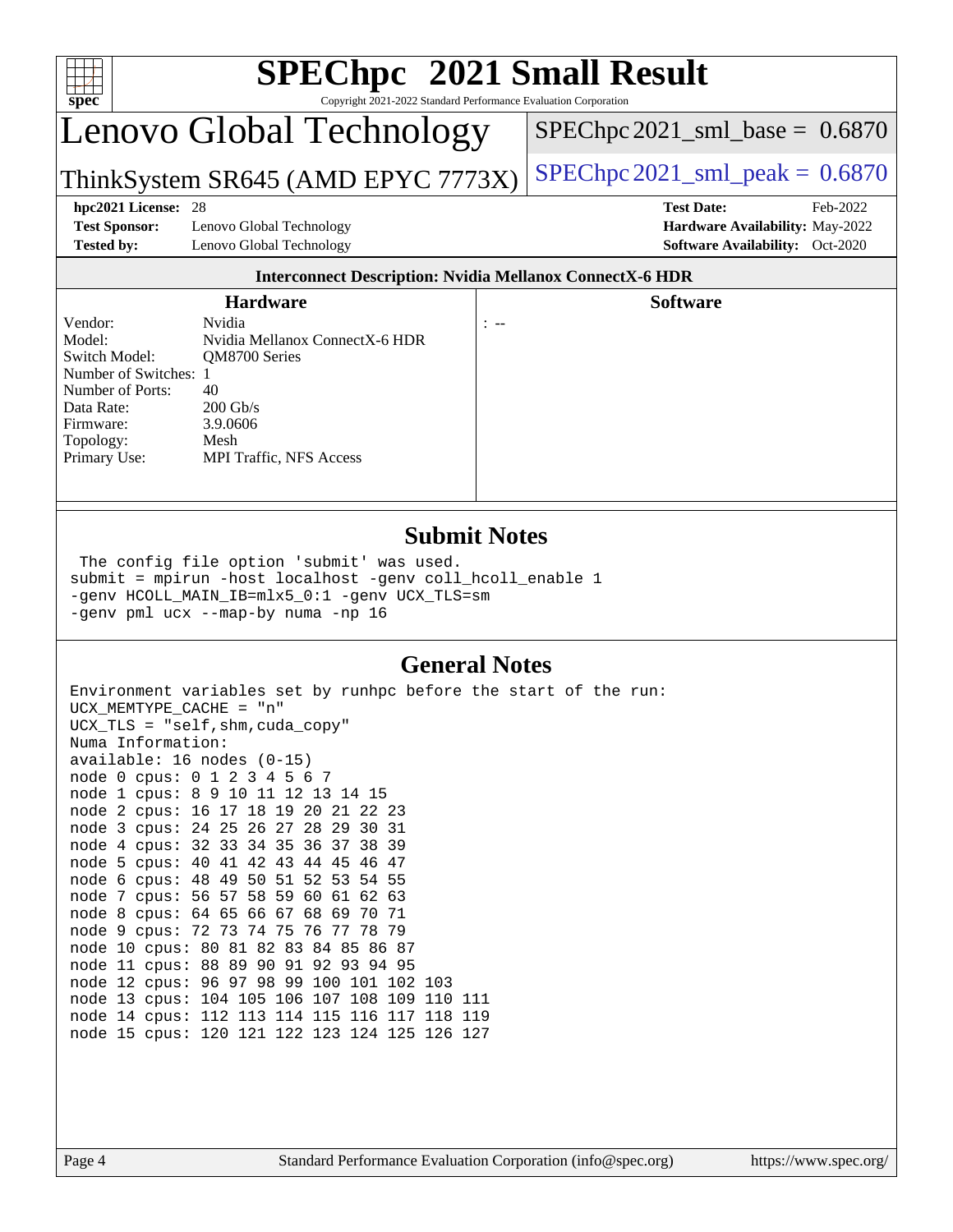# SPEChpc 2021 Small Result

Copyright 2021-2022 Standard Performance Evaluation Corporation

## Lenovo Global Technology

ThinkSystem SR645 (AMD EPYC 7773X)

SPEChpc 2021_sml_base = 0.6870

SPEChpc 2021_sml_peak = 0.6870

**hpc2021 License:** 28
**Test Sponsor:** Lenovo Global Technology
**Tested by:** Lenovo Global Technology

**Test Date:** Feb-2022
**Hardware Availability:** May-2022
**Software Availability:** Oct-2020

### Interconnect Description: Nvidia Mellanox ConnectX-6 HDR

#### Hardware

| | |
|---|---|
| Vendor: | Nvidia |
| Model: | Nvidia Mellanox ConnectX-6 HDR |
| Switch Model: | QM8700 Series |
| Number of Switches: | 1 |
| Number of Ports: | 40 |
| Data Rate: | 200 Gb/s |
| Firmware: | 3.9.0606 |
| Topology: | Mesh |
| Primary Use: | MPI Traffic, NFS Access |

#### Software

: --

## Submit Notes

```
 The config file option 'submit' was used.
submit = mpirun -host localhost -genv coll_hcoll_enable 1
-genv HCOLL_MAIN_IB=mlx5_0:1 -genv UCX_TLS=sm
-genv pml ucx --map-by numa -np 16
```

## General Notes

```
Environment variables set by runhpc before the start of the run:
UCX_MEMTYPE_CACHE = "n"
UCX_TLS = "self,shm,cuda_copy"
Numa Information:
available: 16 nodes (0-15)
node 0 cpus: 0 1 2 3 4 5 6 7
node 1 cpus: 8 9 10 11 12 13 14 15
node 2 cpus: 16 17 18 19 20 21 22 23
node 3 cpus: 24 25 26 27 28 29 30 31
node 4 cpus: 32 33 34 35 36 37 38 39
node 5 cpus: 40 41 42 43 44 45 46 47
node 6 cpus: 48 49 50 51 52 53 54 55
node 7 cpus: 56 57 58 59 60 61 62 63
node 8 cpus: 64 65 66 67 68 69 70 71
node 9 cpus: 72 73 74 75 76 77 78 79
node 10 cpus: 80 81 82 83 84 85 86 87
node 11 cpus: 88 89 90 91 92 93 94 95
node 12 cpus: 96 97 98 99 100 101 102 103
node 13 cpus: 104 105 106 107 108 109 110 111
node 14 cpus: 112 113 114 115 116 117 118 119
node 15 cpus: 120 121 122 123 124 125 126 127
```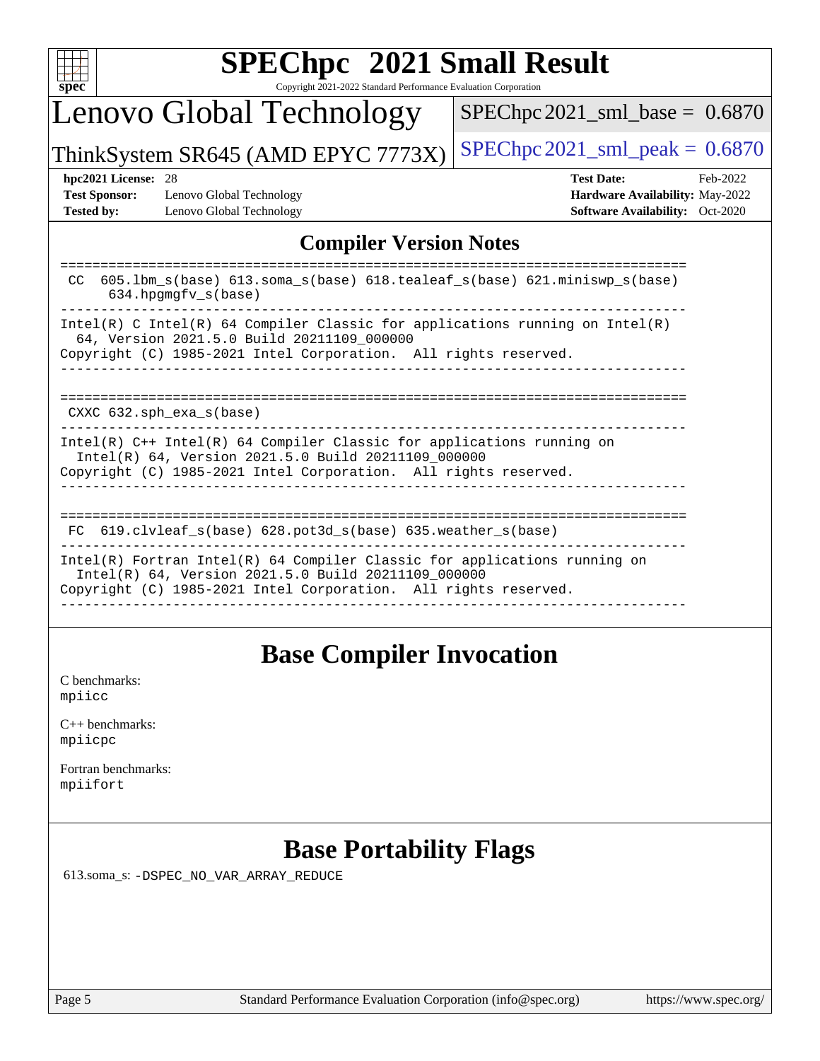# SPEChpc 2021 Small Result

Copyright 2021-2022 Standard Performance Evaluation Corporation

## Lenovo Global Technology

ThinkSystem SR645 (AMD EPYC 7773X)

SPEChpc2021_sml_base = 0.6870

SPEChpc2021_sml_peak = 0.6870

**hpc2021 License:** 28
**Test Sponsor:** Lenovo Global Technology
**Tested by:** Lenovo Global Technology

**Test Date:** Feb-2022
**Hardware Availability:** May-2022
**Software Availability:** Oct-2020

## Compiler Version Notes

```
==============================================================================
 CC  605.lbm_s(base) 613.soma_s(base) 618.tealeaf_s(base) 621.miniswp_s(base)
      634.hpgmgfv_s(base)
------------------------------------------------------------------------------
Intel(R) C Intel(R) 64 Compiler Classic for applications running on Intel(R)
  64, Version 2021.5.0 Build 20211109_000000
Copyright (C) 1985-2021 Intel Corporation.  All rights reserved.
------------------------------------------------------------------------------

==============================================================================
 CXXC 632.sph_exa_s(base)
------------------------------------------------------------------------------
Intel(R) C++ Intel(R) 64 Compiler Classic for applications running on
  Intel(R) 64, Version 2021.5.0 Build 20211109_000000
Copyright (C) 1985-2021 Intel Corporation.  All rights reserved.
------------------------------------------------------------------------------

==============================================================================
 FC  619.clvleaf_s(base) 628.pot3d_s(base) 635.weather_s(base)
------------------------------------------------------------------------------
Intel(R) Fortran Intel(R) 64 Compiler Classic for applications running on
  Intel(R) 64, Version 2021.5.0 Build 20211109_000000
Copyright (C) 1985-2021 Intel Corporation.  All rights reserved.
------------------------------------------------------------------------------
```

## Base Compiler Invocation

C benchmarks:
mpiicc

C++ benchmarks:
mpiicpc

Fortran benchmarks:
mpiifort

## Base Portability Flags

613.soma_s: -DSPEC_NO_VAR_ARRAY_REDUCE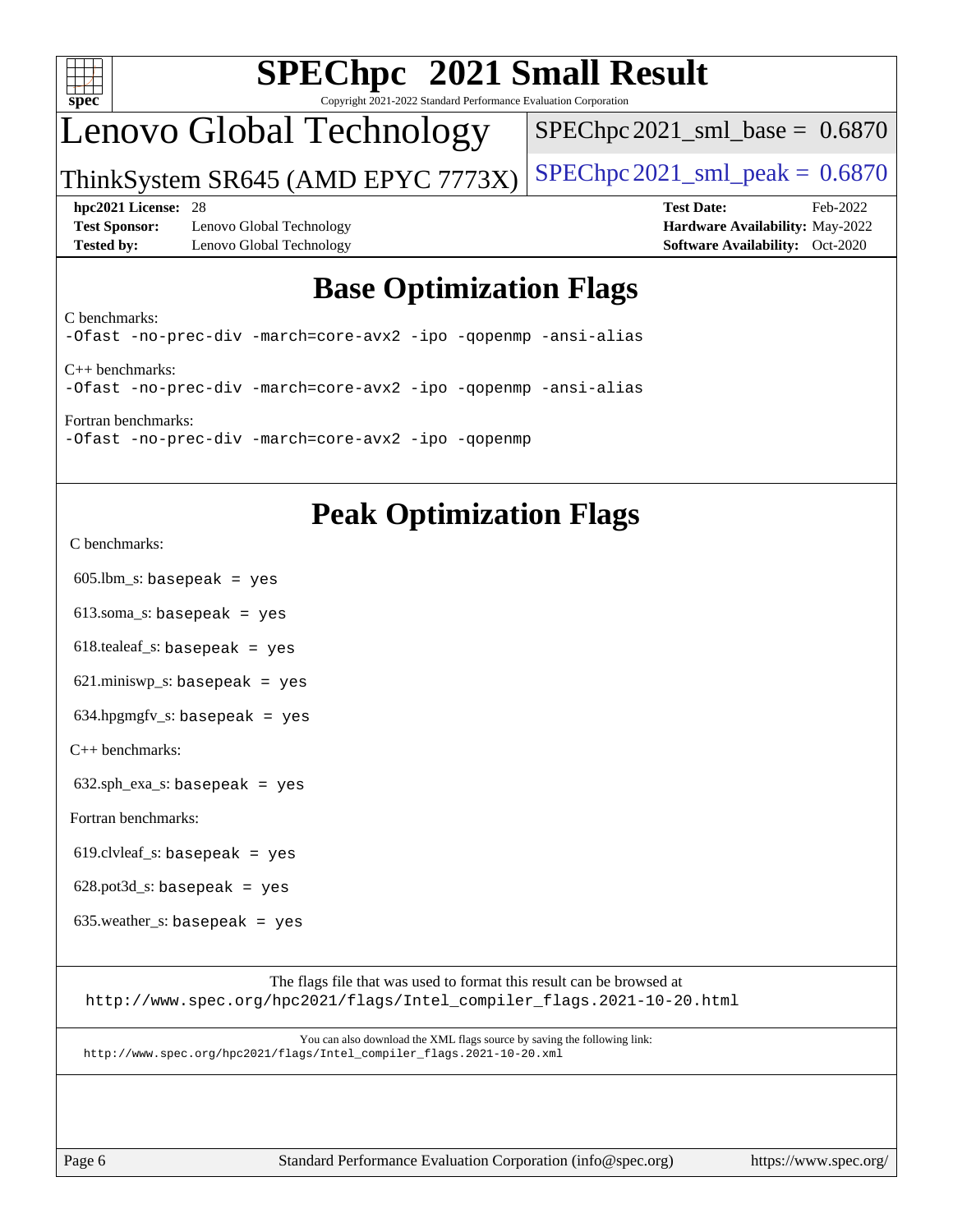# SPEChpc 2021 Small Result

Copyright 2021-2022 Standard Performance Evaluation Corporation

## Lenovo Global Technology

ThinkSystem SR645 (AMD EPYC 7773X)

SPEChpc2021_sml_base = 0.6870

SPEChpc2021_sml_peak = 0.6870

**hpc2021 License:** 28
**Test Sponsor:** Lenovo Global Technology
**Tested by:** Lenovo Global Technology

**Test Date:** Feb-2022
**Hardware Availability:** May-2022
**Software Availability:** Oct-2020

## Base Optimization Flags

C benchmarks:
`-Ofast -no-prec-div -march=core-avx2 -ipo -qopenmp -ansi-alias`

C++ benchmarks:
`-Ofast -no-prec-div -march=core-avx2 -ipo -qopenmp -ansi-alias`

Fortran benchmarks:
`-Ofast -no-prec-div -march=core-avx2 -ipo -qopenmp`

## Peak Optimization Flags

C benchmarks:

605.lbm_s: `basepeak = yes`

613.soma_s: `basepeak = yes`

618.tealeaf_s: `basepeak = yes`

621.miniswp_s: `basepeak = yes`

634.hpgmgfv_s: `basepeak = yes`

C++ benchmarks:

632.sph_exa_s: `basepeak = yes`

Fortran benchmarks:

619.clvleaf_s: `basepeak = yes`

628.pot3d_s: `basepeak = yes`

635.weather_s: `basepeak = yes`

The flags file that was used to format this result can be browsed at
http://www.spec.org/hpc2021/flags/Intel_compiler_flags.2021-10-20.html

You can also download the XML flags source by saving the following link:
http://www.spec.org/hpc2021/flags/Intel_compiler_flags.2021-10-20.xml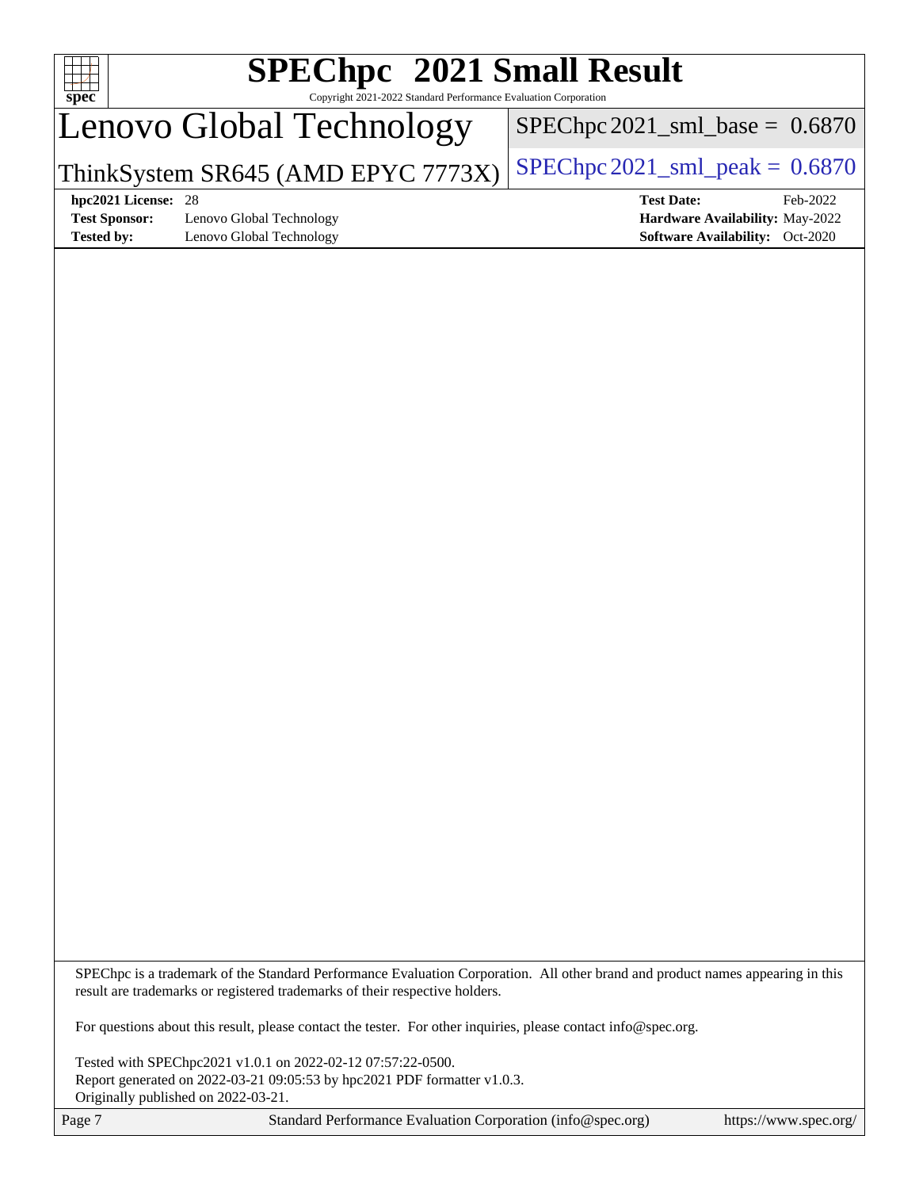SPECHpc is a trademark of the Standard Performance Evaluation Corporation. All other brand and product names appearing in this result are trademarks or registered trademarks of their respective holders.

For questions about this result, please contact the tester. For other inquiries, please contact info@spec.org.

Tested with SPEChpc2021 v1.0.1 on 2022-02-12 07:57:22-0500.
Report generated on 2022-03-21 09:05:53 by hpc2021 PDF formatter v1.0.3.
Originally published on 2022-03-21.